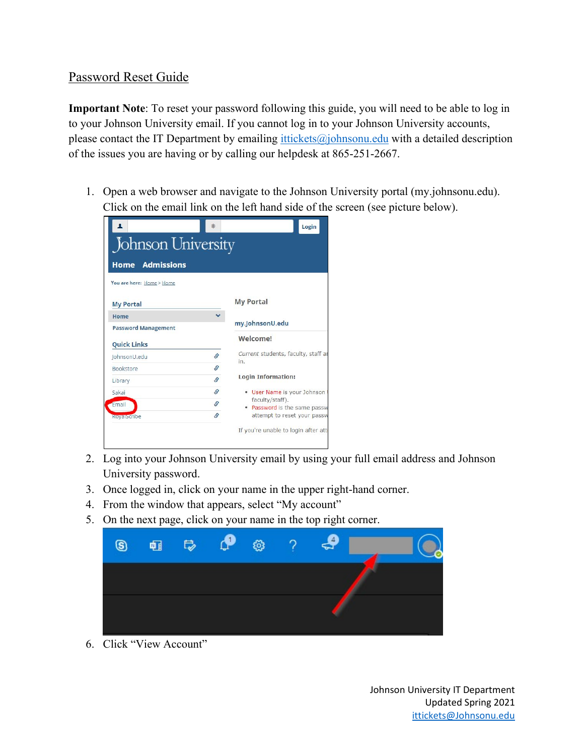# Password Reset Guide

**Important Note**: To reset your password following this guide, you will need to be able to log in to your Johnson University email. If you cannot log in to your Johnson University accounts, please contact the IT Department by emailing ittickets@johnsonu.edu with a detailed description of the issues you are having or by calling our helpdesk at 865-251-2667.

1. Open a web browser and navigate to the Johnson University portal (my.johnsonu.edu). Click on the email link on the left hand side of the screen (see picture below).
2. Log into your Johnson University email by using your full email address and Johnson University password.
3. Once logged in, click on your name in the upper right-hand corner.
4. From the window that appears, select "My account"
5. On the next page, click on your name in the top right corner.
6. Click "View Account"

Johnson University IT Department
Updated Spring 2021
ittickets@Johnsonu.edu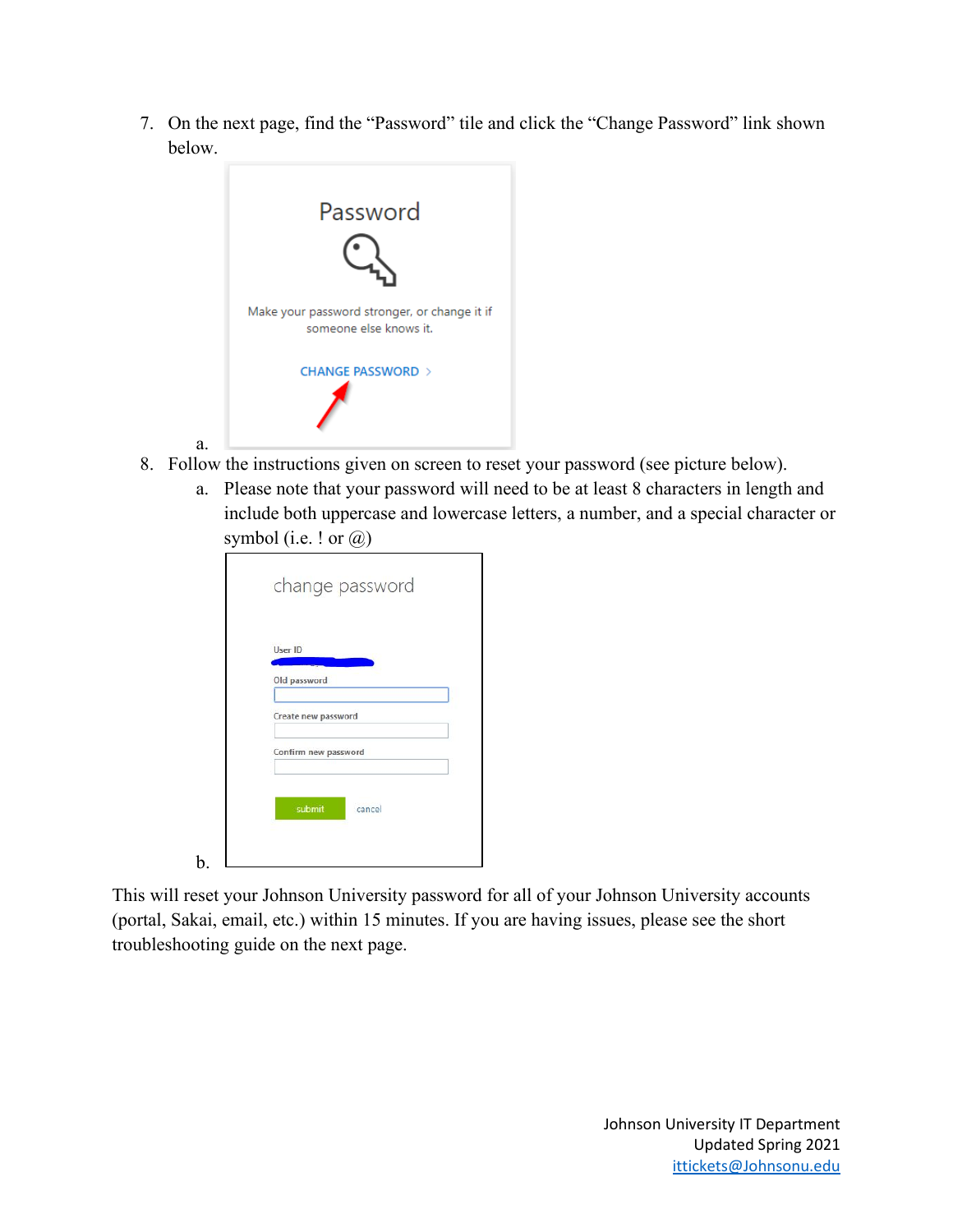7. On the next page, find the "Password" tile and click the "Change Password" link shown below.

   a.

8. Follow the instructions given on screen to reset your password (see picture below).

   a. Please note that your password will need to be at least 8 characters in length and include both uppercase and lowercase letters, a number, and a special character or symbol (i.e. ! or @)

   b.

This will reset your Johnson University password for all of your Johnson University accounts (portal, Sakai, email, etc.) within 15 minutes. If you are having issues, please see the short troubleshooting guide on the next page.

Johnson University IT Department
Updated Spring 2021
ittickets@Johnsonu.edu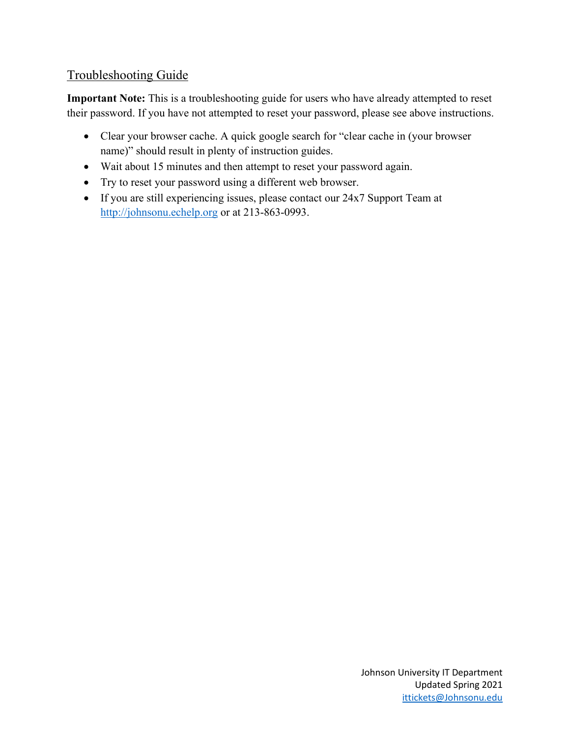## Troubleshooting Guide

**Important Note:** This is a troubleshooting guide for users who have already attempted to reset their password. If you have not attempted to reset your password, please see above instructions.

- Clear your browser cache. A quick google search for "clear cache in (your browser name)" should result in plenty of instruction guides.
- Wait about 15 minutes and then attempt to reset your password again.
- Try to reset your password using a different web browser.
- If you are still experiencing issues, please contact our 24x7 Support Team at [http://johnsonu.echelp.org](http://johnsonu.echelp.org) or at 213-863-0993.

Johnson University IT Department
Updated Spring 2021
[ittickets@Johnsonu.edu](mailto:ittickets@Johnsonu.edu)